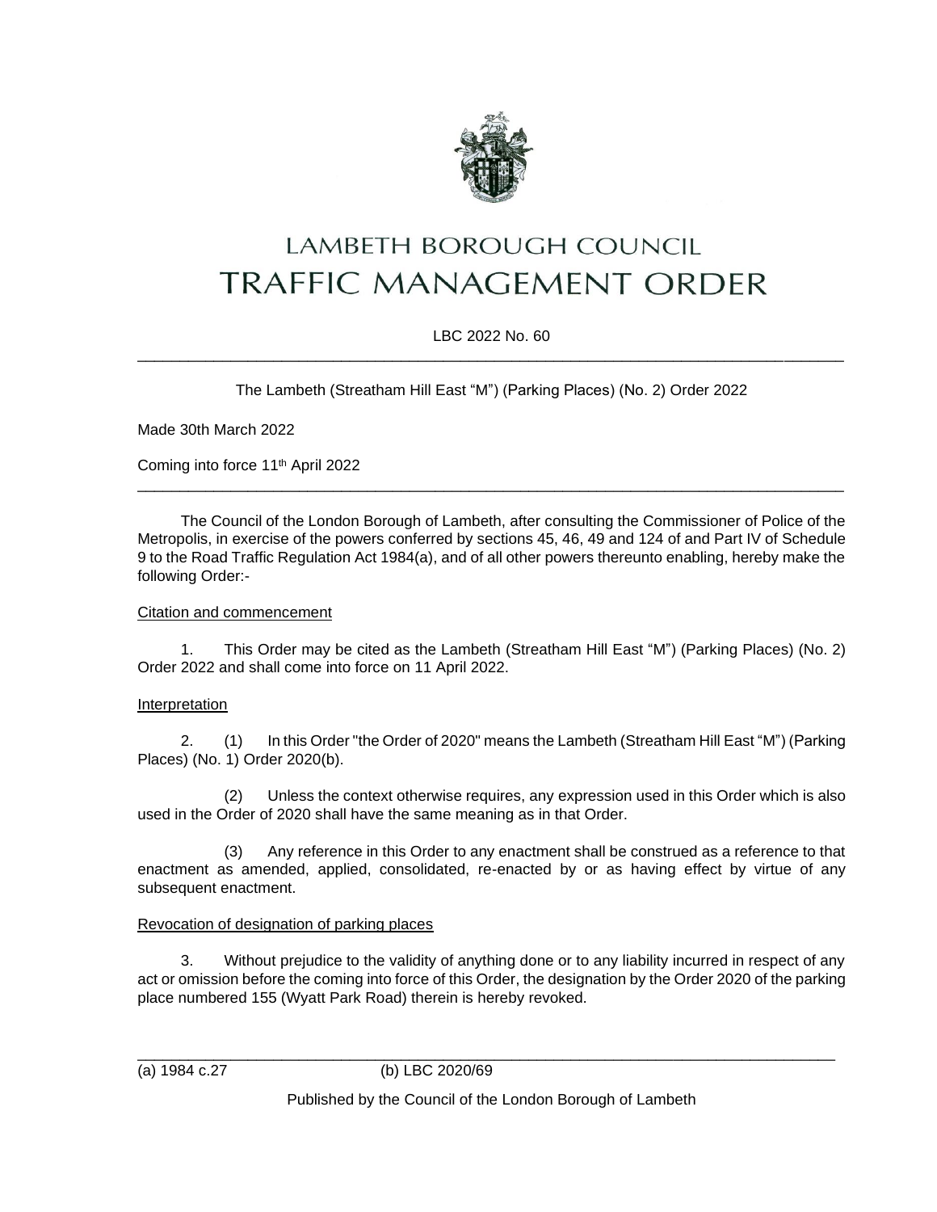# LAMBETH BOROUGH COUNCIL
# TRAFFIC MANAGEMENT ORDER

LBC 2022 No. 60

---

The Lambeth (Streatham Hill East "M") (Parking Places) (No. 2) Order 2022

Made 30th March 2022

Coming into force 11th April 2022

---

The Council of the London Borough of Lambeth, after consulting the Commissioner of Police of the Metropolis, in exercise of the powers conferred by sections 45, 46, 49 and 124 of and Part IV of Schedule 9 to the Road Traffic Regulation Act 1984(a), and of all other powers thereunto enabling, hereby make the following Order:-

Citation and commencement

1. This Order may be cited as the Lambeth (Streatham Hill East "M") (Parking Places) (No. 2) Order 2022 and shall come into force on 11 April 2022.

Interpretation

2. (1) In this Order "the Order of 2020" means the Lambeth (Streatham Hill East "M") (Parking Places) (No. 1) Order 2020(b).

(2) Unless the context otherwise requires, any expression used in this Order which is also used in the Order of 2020 shall have the same meaning as in that Order.

(3) Any reference in this Order to any enactment shall be construed as a reference to that enactment as amended, applied, consolidated, re-enacted by or as having effect by virtue of any subsequent enactment.

Revocation of designation of parking places

3. Without prejudice to the validity of anything done or to any liability incurred in respect of any act or omission before the coming into force of this Order, the designation by the Order 2020 of the parking place numbered 155 (Wyatt Park Road) therein is hereby revoked.

---

(a) 1984 c.27 (b) LBC 2020/69

Published by the Council of the London Borough of Lambeth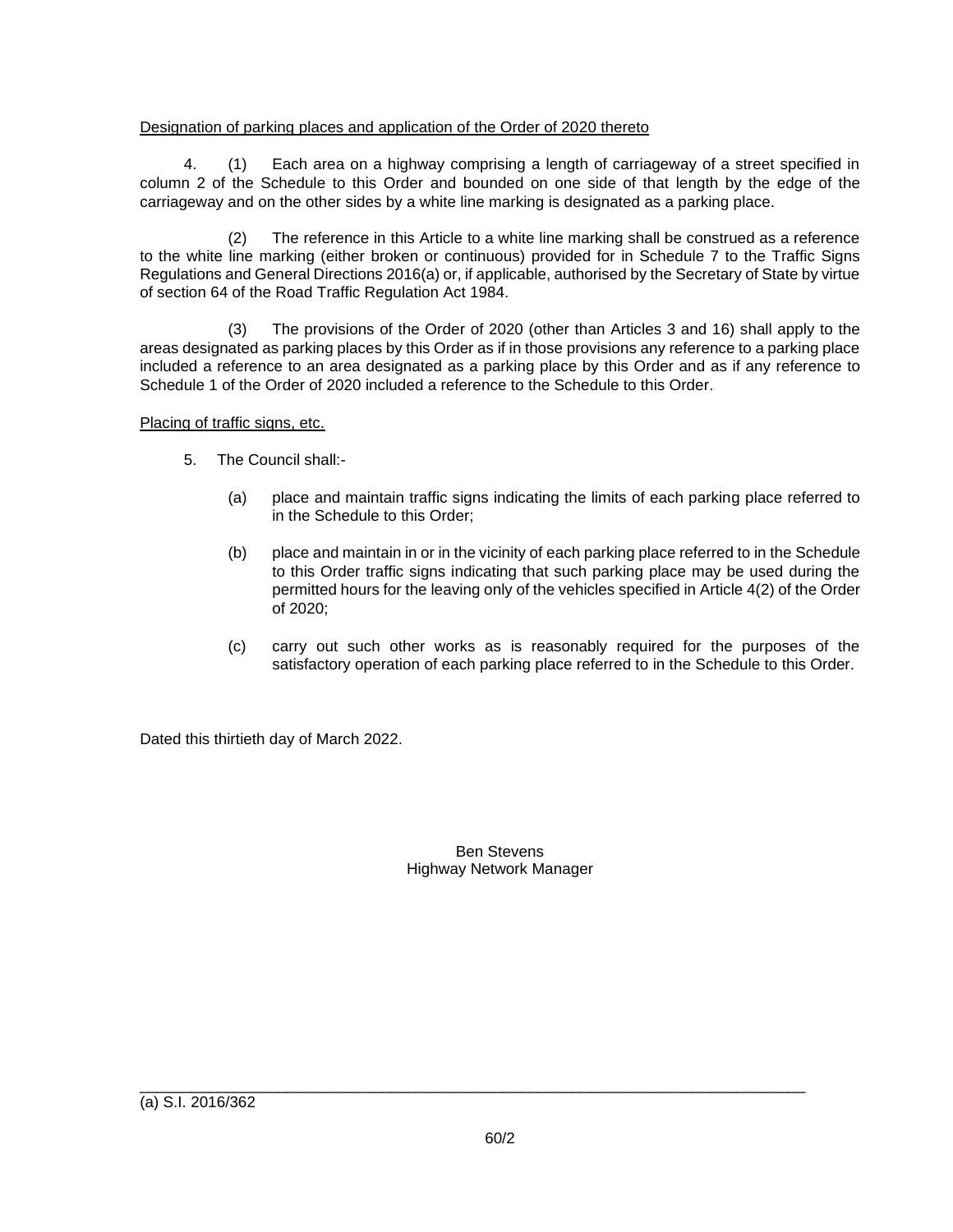Designation of parking places and application of the Order of 2020 thereto

4. (1) Each area on a highway comprising a length of carriageway of a street specified in column 2 of the Schedule to this Order and bounded on one side of that length by the edge of the carriageway and on the other sides by a white line marking is designated as a parking place.

(2) The reference in this Article to a white line marking shall be construed as a reference to the white line marking (either broken or continuous) provided for in Schedule 7 to the Traffic Signs Regulations and General Directions 2016(a) or, if applicable, authorised by the Secretary of State by virtue of section 64 of the Road Traffic Regulation Act 1984.

(3) The provisions of the Order of 2020 (other than Articles 3 and 16) shall apply to the areas designated as parking places by this Order as if in those provisions any reference to a parking place included a reference to an area designated as a parking place by this Order and as if any reference to Schedule 1 of the Order of 2020 included a reference to the Schedule to this Order.

Placing of traffic signs, etc.

5. The Council shall:-

(a) place and maintain traffic signs indicating the limits of each parking place referred to in the Schedule to this Order;

(b) place and maintain in or in the vicinity of each parking place referred to in the Schedule to this Order traffic signs indicating that such parking place may be used during the permitted hours for the leaving only of the vehicles specified in Article 4(2) of the Order of 2020;

(c) carry out such other works as is reasonably required for the purposes of the satisfactory operation of each parking place referred to in the Schedule to this Order.

Dated this thirtieth day of March 2022.

Ben Stevens
Highway Network Manager

---

(a) S.I. 2016/362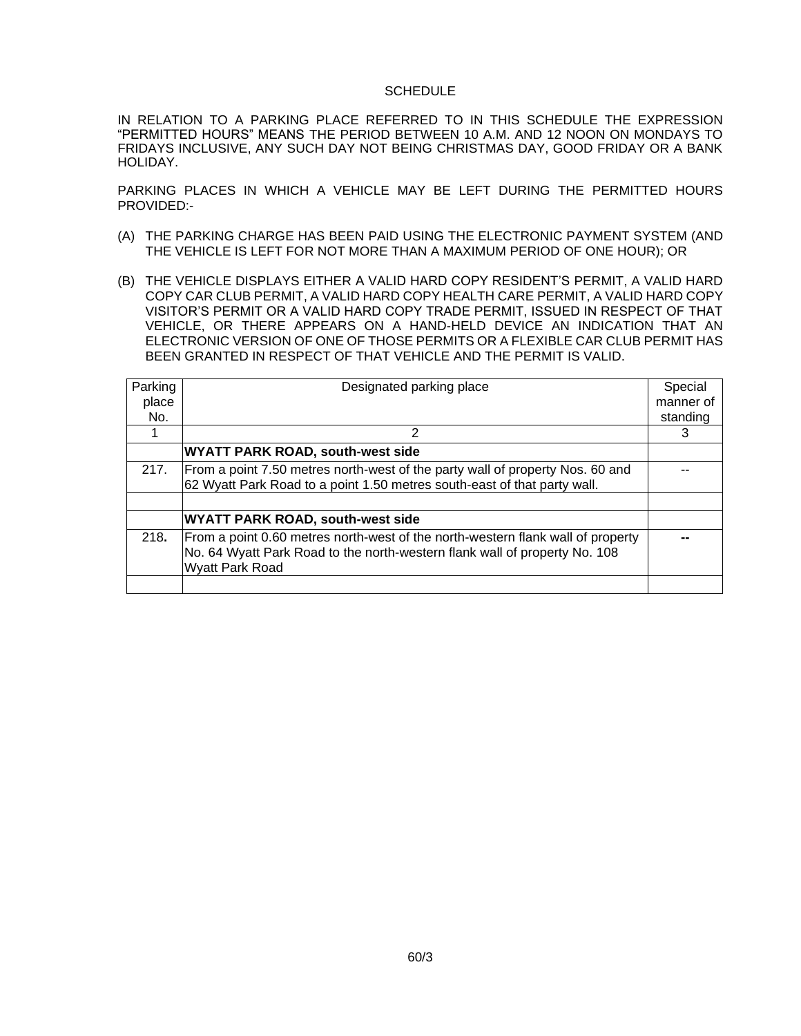SCHEDULE

IN RELATION TO A PARKING PLACE REFERRED TO IN THIS SCHEDULE THE EXPRESSION "PERMITTED HOURS" MEANS THE PERIOD BETWEEN 10 A.M. AND 12 NOON ON MONDAYS TO FRIDAYS INCLUSIVE, ANY SUCH DAY NOT BEING CHRISTMAS DAY, GOOD FRIDAY OR A BANK HOLIDAY.

PARKING PLACES IN WHICH A VEHICLE MAY BE LEFT DURING THE PERMITTED HOURS PROVIDED:-

(A) THE PARKING CHARGE HAS BEEN PAID USING THE ELECTRONIC PAYMENT SYSTEM (AND THE VEHICLE IS LEFT FOR NOT MORE THAN A MAXIMUM PERIOD OF ONE HOUR); OR

(B) THE VEHICLE DISPLAYS EITHER A VALID HARD COPY RESIDENT'S PERMIT, A VALID HARD COPY CAR CLUB PERMIT, A VALID HARD COPY HEALTH CARE PERMIT, A VALID HARD COPY VISITOR'S PERMIT OR A VALID HARD COPY TRADE PERMIT, ISSUED IN RESPECT OF THAT VEHICLE, OR THERE APPEARS ON A HAND-HELD DEVICE AN INDICATION THAT AN ELECTRONIC VERSION OF ONE OF THOSE PERMITS OR A FLEXIBLE CAR CLUB PERMIT HAS BEEN GRANTED IN RESPECT OF THAT VEHICLE AND THE PERMIT IS VALID.

| Parking place No. | Designated parking place | Special manner of standing |
|---|---|---|
| 1 | 2 | 3 |
| | **WYATT PARK ROAD, south-west side** | |
| 217. | From a point 7.50 metres north-west of the party wall of property Nos. 60 and 62 Wyatt Park Road to a point 1.50 metres south-east of that party wall. | -- |
| | | |
| | **WYATT PARK ROAD, south-west side** | |
| 218**.** | From a point 0.60 metres north-west of the north-western flank wall of property No. 64 Wyatt Park Road to the north-western flank wall of property No. 108 Wyatt Park Road | **--** |
| | | |